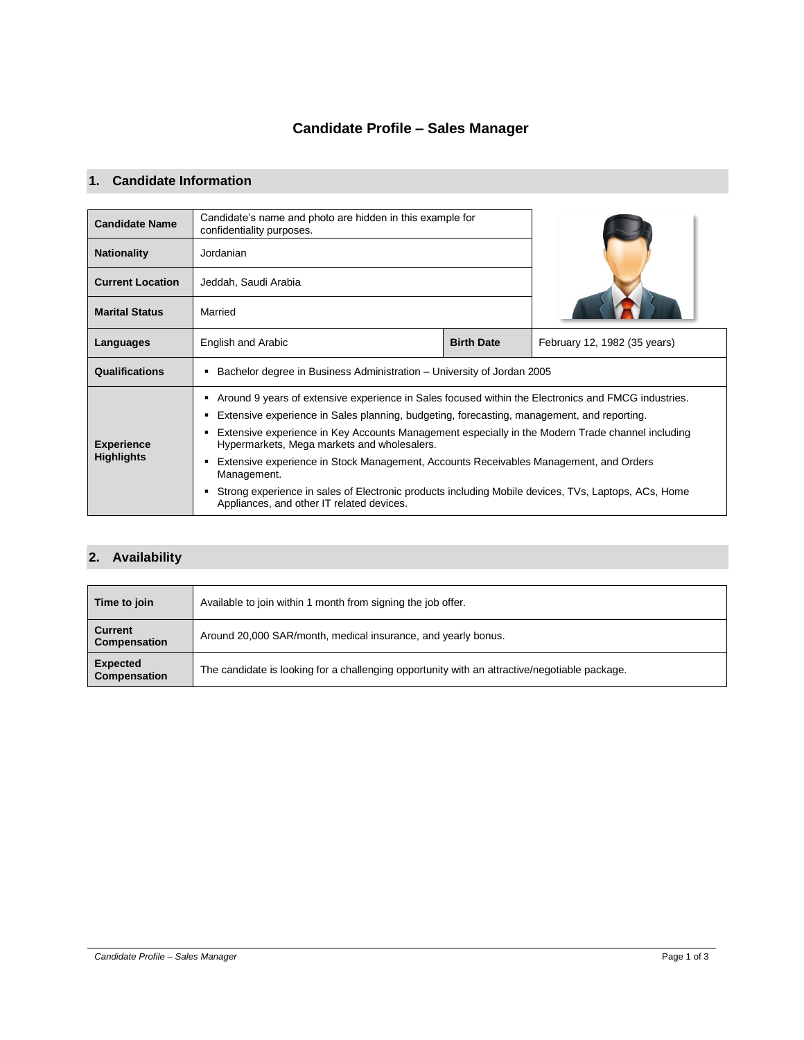# Candidate Profile – Sales Manager

## 1. Candidate Information

| | | | |
|---|---|---|---|
| **Candidate Name** | Candidate's name and photo are hidden in this example for confidentiality purposes. | | |
| **Nationality** | Jordanian | | |
| **Current Location** | Jeddah, Saudi Arabia | | |
| **Marital Status** | Married | | |
| **Languages** | English and Arabic | **Birth Date** | February 12, 1982 (35 years) |
| **Qualifications** | ▪ Bachelor degree in Business Administration – University of Jordan 2005 | | |
| **Experience Highlights** | ▪ Around 9 years of extensive experience in Sales focused within the Electronics and FMCG industries.<br>▪ Extensive experience in Sales planning, budgeting, forecasting, management, and reporting.<br>▪ Extensive experience in Key Accounts Management especially in the Modern Trade channel including Hypermarkets, Mega markets and wholesalers.<br>▪ Extensive experience in Stock Management, Accounts Receivables Management, and Orders Management.<br>▪ Strong experience in sales of Electronic products including Mobile devices, TVs, Laptops, ACs, Home Appliances, and other IT related devices. | | |

## 2. Availability

| | |
|---|---|
| **Time to join** | Available to join within 1 month from signing the job offer. |
| **Current Compensation** | Around 20,000 SAR/month, medical insurance, and yearly bonus. |
| **Expected Compensation** | The candidate is looking for a challenging opportunity with an attractive/negotiable package. |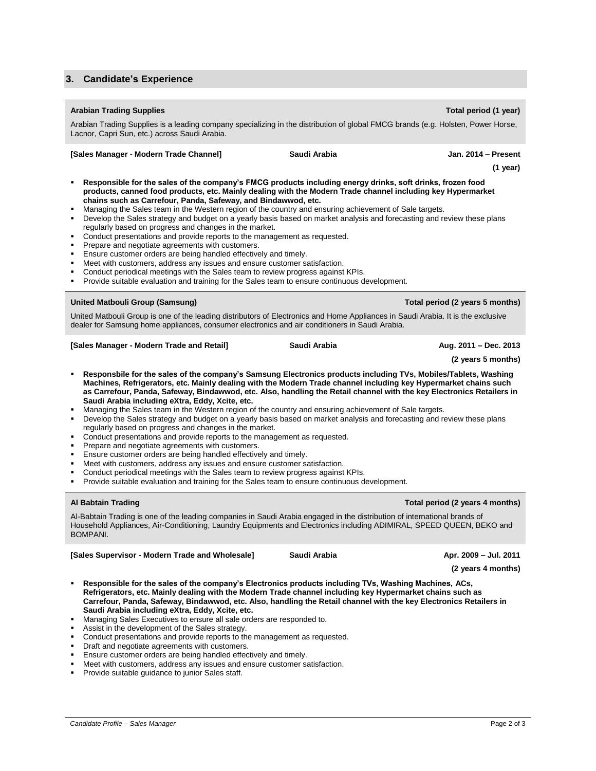## 3. Candidate's Experience

**Arabian Trading Supplies** **Total period (1 year)**

Arabian Trading Supplies is a leading company specializing in the distribution of global FMCG brands (e.g. Holsten, Power Horse, Lacnor, Capri Sun, etc.) across Saudi Arabia.

**[Sales Manager - Modern Trade Channel]** **Saudi Arabia** **Jan. 2014 – Present (1 year)**

- **Responsible for the sales of the company's FMCG products including energy drinks, soft drinks, frozen food products, canned food products, etc. Mainly dealing with the Modern Trade channel including key Hypermarket chains such as Carrefour, Panda, Safeway, and Bindawwod, etc.**
- Managing the Sales team in the Western region of the country and ensuring achievement of Sale targets.
- Develop the Sales strategy and budget on a yearly basis based on market analysis and forecasting and review these plans regularly based on progress and changes in the market.
- Conduct presentations and provide reports to the management as requested.
- Prepare and negotiate agreements with customers.
- Ensure customer orders are being handled effectively and timely.
- Meet with customers, address any issues and ensure customer satisfaction.
- Conduct periodical meetings with the Sales team to review progress against KPIs.
- Provide suitable evaluation and training for the Sales team to ensure continuous development.

**United Matbouli Group (Samsung)** **Total period (2 years 5 months)**

United Matbouli Group is one of the leading distributors of Electronics and Home Appliances in Saudi Arabia. It is the exclusive dealer for Samsung home appliances, consumer electronics and air conditioners in Saudi Arabia.

**[Sales Manager - Modern Trade and Retail]** **Saudi Arabia** **Aug. 2011 – Dec. 2013 (2 years 5 months)**

- **Responsbile for the sales of the company's Samsung Electronics products including TVs, Mobiles/Tablets, Washing Machines, Refrigerators, etc. Mainly dealing with the Modern Trade channel including key Hypermarket chains such as Carrefour, Panda, Safeway, Bindawwod, etc. Also, handling the Retail channel with the key Electronics Retailers in Saudi Arabia including eXtra, Eddy, Xcite, etc.**
- Managing the Sales team in the Western region of the country and ensuring achievement of Sale targets.
- Develop the Sales strategy and budget on a yearly basis based on market analysis and forecasting and review these plans regularly based on progress and changes in the market.
- Conduct presentations and provide reports to the management as requested.
- Prepare and negotiate agreements with customers.
- Ensure customer orders are being handled effectively and timely.
- Meet with customers, address any issues and ensure customer satisfaction.
- Conduct periodical meetings with the Sales team to review progress against KPIs.
- Provide suitable evaluation and training for the Sales team to ensure continuous development.

**Al Babtain Trading** **Total period (2 years 4 months)**

Al-Babtain Trading is one of the leading companies in Saudi Arabia engaged in the distribution of international brands of Household Appliances, Air-Conditioning, Laundry Equipments and Electronics including ADIMIRAL, SPEED QUEEN, BEKO and BOMPANI.

**[Sales Supervisor - Modern Trade and Wholesale]** **Saudi Arabia** **Apr. 2009 – Jul. 2011 (2 years 4 months)**

- **Responsible for the sales of the company's Electronics products including TVs, Washing Machines, ACs, Refrigerators, etc. Mainly dealing with the Modern Trade channel including key Hypermarket chains such as Carrefour, Panda, Safeway, Bindawwod, etc. Also, handling the Retail channel with the key Electronics Retailers in Saudi Arabia including eXtra, Eddy, Xcite, etc.**
- Managing Sales Executives to ensure all sale orders are responded to.
- Assist in the development of the Sales strategy.
- Conduct presentations and provide reports to the management as requested.
- Draft and negotiate agreements with customers.
- Ensure customer orders are being handled effectively and timely.
- Meet with customers, address any issues and ensure customer satisfaction.
- Provide suitable guidance to junior Sales staff.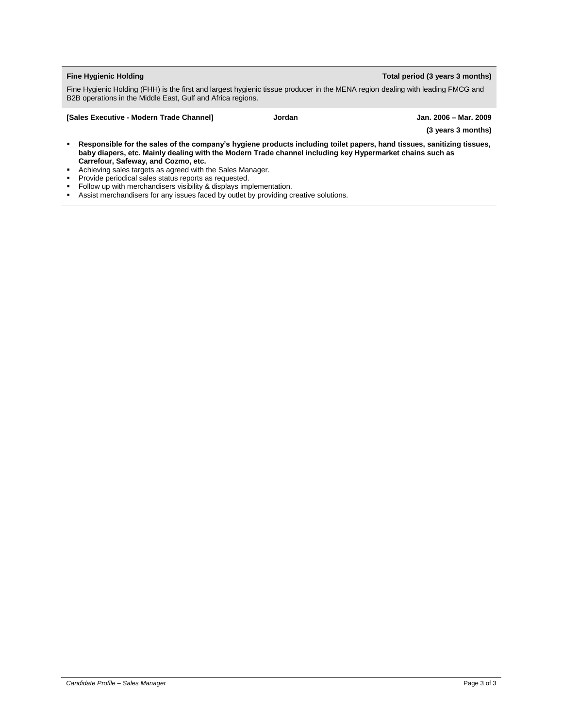**Fine Hygienic Holding** **Total period (3 years 3 months)**

Fine Hygienic Holding (FHH) is the first and largest hygienic tissue producer in the MENA region dealing with leading FMCG and B2B operations in the Middle East, Gulf and Africa regions.

**[Sales Executive - Modern Trade Channel]** **Jordan** **Jan. 2006 – Mar. 2009**

**(3 years 3 months)**

- **Responsible for the sales of the company's hygiene products including toilet papers, hand tissues, sanitizing tissues, baby diapers, etc. Mainly dealing with the Modern Trade channel including key Hypermarket chains such as Carrefour, Safeway, and Cozmo, etc.**
- Achieving sales targets as agreed with the Sales Manager.
- Provide periodical sales status reports as requested.
- Follow up with merchandisers visibility & displays implementation.
- Assist merchandisers for any issues faced by outlet by providing creative solutions.